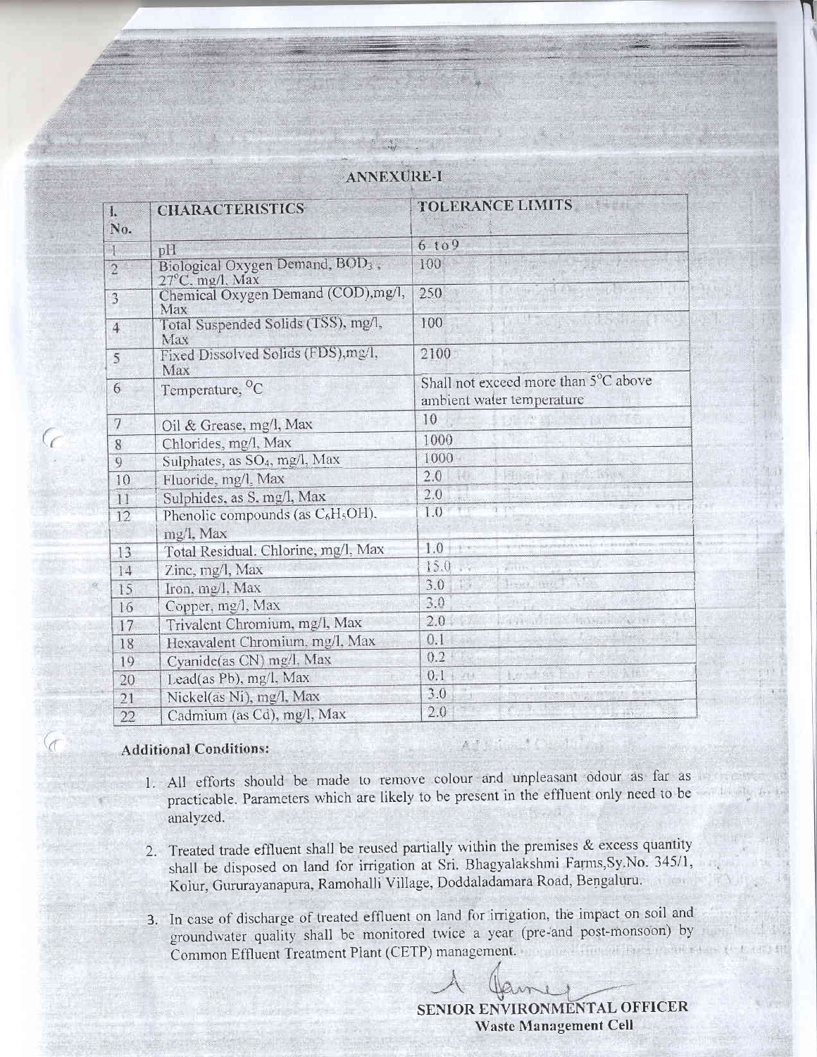## ANNEXURE-I

| Sl. No. | CHARACTERISTICS | TOLERANCE LIMITS |
|---|---|---|
| 1 | pH | 6 to 9 |
| 2 | Biological Oxygen Demand, $BOD_3$, 27°C, mg/l, Max | 100 |
| 3 | Chemical Oxygen Demand (COD),mg/l, Max | 250 |
| 4 | Total Suspended Solids (TSS), mg/l, Max | 100 |
| 5 | Fixed Dissolved Solids (FDS),mg/l, Max | 2100 |
| 6 | Temperature, °C | Shall not exceed more than 5°C above ambient water temperature |
| 7 | Oil & Grease, mg/l, Max | 10 |
| 8 | Chlorides, mg/l, Max | 1000 |
| 9 | Sulphates, as $SO_4$, mg/l, Max | 1000 |
| 10 | Fluoride, mg/l, Max | 2.0 |
| 11 | Sulphides, as S, mg/l, Max | 2.0 |
| 12 | Phenolic compounds (as $C_6H_5OH$). mg/l, Max | 1.0 |
| 13 | Total Residual. Chlorine, mg/l, Max | 1.0 |
| 14 | Zinc, mg/l, Max | 15.0 |
| 15 | Iron, mg/l, Max | 3.0 |
| 16 | Copper, mg/l, Max | 3.0 |
| 17 | Trivalent Chromium, mg/l, Max | 2.0 |
| 18 | Hexavalent Chromium, mg/l, Max | 0.1 |
| 19 | Cyanide(as CN) mg/l, Max | 0.2 |
| 20 | Lead(as Pb), mg/l, Max | 0.1 |
| 21 | Nickel(as Ni), mg/l, Max | 3.0 |
| 22 | Cadmium (as Cd), mg/l, Max | 2.0 |

**Additional Conditions:**

1. All efforts should be made to remove colour and unpleasant odour as far as practicable. Parameters which are likely to be present in the effluent only need to be analyzed.
2. Treated trade effluent shall be reused partially within the premises & excess quantity shall be disposed on land for irrigation at Sri. Bhagyalakshmi Farms,Sy.No. 345/1, Kolur, Gururayanapura, Ramohalli Village, Doddaladamara Road, Bengaluru.
3. In case of discharge of treated effluent on land for irrigation, the impact on soil and groundwater quality shall be monitored twice a year (pre-and post-monsoon) by Common Effluent Treatment Plant (CETP) management.

**SENIOR ENVIRONMENTAL OFFICER**
**Waste Management Cell**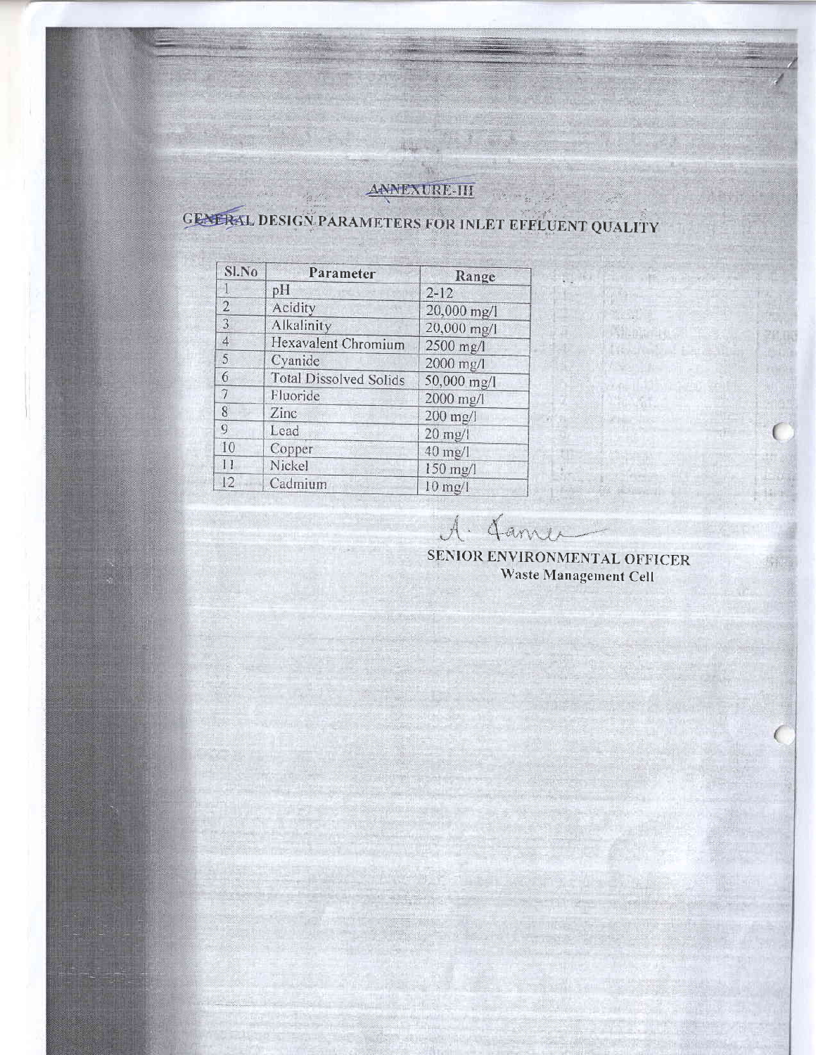## ANNEXURE-III

## GENERAL DESIGN PARAMETERS FOR INLET EFFLUENT QUALITY

| Sl.No | Parameter | Range |
|---|---|---|
| 1 | pH | 2-12 |
| 2 | Acidity | 20,000 mg/l |
| 3 | Alkalinity | 20,000 mg/l |
| 4 | Hexavalent Chromium | 2500 mg/l |
| 5 | Cyanide | 2000 mg/l |
| 6 | Total Dissolved Solids | 50,000 mg/l |
| 7 | Fluoride | 2000 mg/l |
| 8 | Zinc | 200 mg/l |
| 9 | Lead | 20 mg/l |
| 10 | Copper | 40 mg/l |
| 11 | Nickel | 150 mg/l |
| 12 | Cadmium | 10 mg/l |

A. Kamer

**SENIOR ENVIRONMENTAL OFFICER**
**Waste Management Cell**